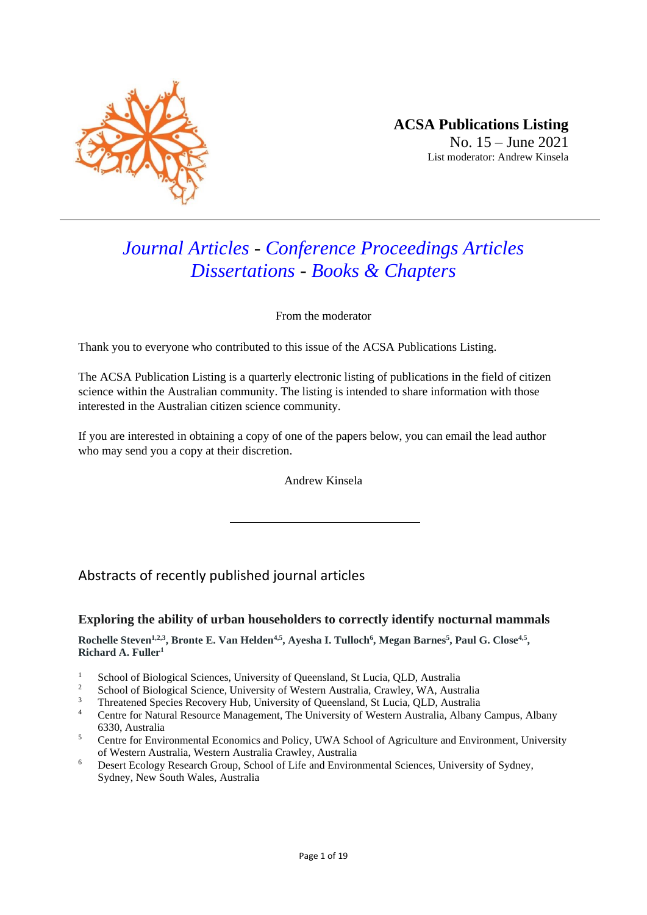**ACSA Publications Listing**
No. 15 – June 2021
List moderator: Andrew Kinsela

# *Journal Articles* - *Conference Proceedings Articles* *Dissertations* - *Books & Chapters*

From the moderator

Thank you to everyone who contributed to this issue of the ACSA Publications Listing.

The ACSA Publication Listing is a quarterly electronic listing of publications in the field of citizen science within the Australian community. The listing is intended to share information with those interested in the Australian citizen science community.

If you are interested in obtaining a copy of one of the papers below, you can email the lead author who may send you a copy at their discretion.

Andrew Kinsela

---

## Abstracts of recently published journal articles

### Exploring the ability of urban householders to correctly identify nocturnal mammals

**Rochelle Steven[1,2,3], Bronte E. Van Helden[4,5], Ayesha I. Tulloch[6], Megan Barnes[5], Paul G. Close[4,5], Richard A. Fuller[1]**

1. School of Biological Sciences, University of Queensland, St Lucia, QLD, Australia
2. School of Biological Science, University of Western Australia, Crawley, WA, Australia
3. Threatened Species Recovery Hub, University of Queensland, St Lucia, QLD, Australia
4. Centre for Natural Resource Management, The University of Western Australia, Albany Campus, Albany 6330, Australia
5. Centre for Environmental Economics and Policy, UWA School of Agriculture and Environment, University of Western Australia, Western Australia Crawley, Australia
6. Desert Ecology Research Group, School of Life and Environmental Sciences, University of Sydney, Sydney, New South Wales, Australia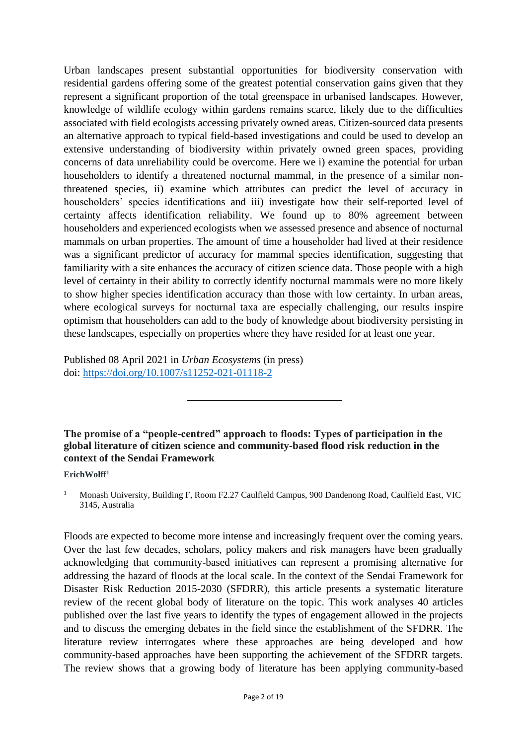Urban landscapes present substantial opportunities for biodiversity conservation with residential gardens offering some of the greatest potential conservation gains given that they represent a significant proportion of the total greenspace in urbanised landscapes. However, knowledge of wildlife ecology within gardens remains scarce, likely due to the difficulties associated with field ecologists accessing privately owned areas. Citizen-sourced data presents an alternative approach to typical field-based investigations and could be used to develop an extensive understanding of biodiversity within privately owned green spaces, providing concerns of data unreliability could be overcome. Here we i) examine the potential for urban householders to identify a threatened nocturnal mammal, in the presence of a similar non-threatened species, ii) examine which attributes can predict the level of accuracy in householders' species identifications and iii) investigate how their self-reported level of certainty affects identification reliability. We found up to 80% agreement between householders and experienced ecologists when we assessed presence and absence of nocturnal mammals on urban properties. The amount of time a householder had lived at their residence was a significant predictor of accuracy for mammal species identification, suggesting that familiarity with a site enhances the accuracy of citizen science data. Those people with a high level of certainty in their ability to correctly identify nocturnal mammals were no more likely to show higher species identification accuracy than those with low certainty. In urban areas, where ecological surveys for nocturnal taxa are especially challenging, our results inspire optimism that householders can add to the body of knowledge about biodiversity persisting in these landscapes, especially on properties where they have resided for at least one year.

Published 08 April 2021 in *Urban Ecosystems* (in press)
doi: https://doi.org/10.1007/s11252-021-01118-2

---

### The promise of a "people-centred" approach to floods: Types of participation in the global literature of citizen science and community-based flood risk reduction in the context of the Sendai Framework

**ErichWolff[1]**

[1] Monash University, Building F, Room F2.27 Caulfield Campus, 900 Dandenong Road, Caulfield East, VIC 3145, Australia

Floods are expected to become more intense and increasingly frequent over the coming years. Over the last few decades, scholars, policy makers and risk managers have been gradually acknowledging that community-based initiatives can represent a promising alternative for addressing the hazard of floods at the local scale. In the context of the Sendai Framework for Disaster Risk Reduction 2015-2030 (SFDRR), this article presents a systematic literature review of the recent global body of literature on the topic. This work analyses 40 articles published over the last five years to identify the types of engagement allowed in the projects and to discuss the emerging debates in the field since the establishment of the SFDRR. The literature review interrogates where these approaches are being developed and how community-based approaches have been supporting the achievement of the SFDRR targets. The review shows that a growing body of literature has been applying community-based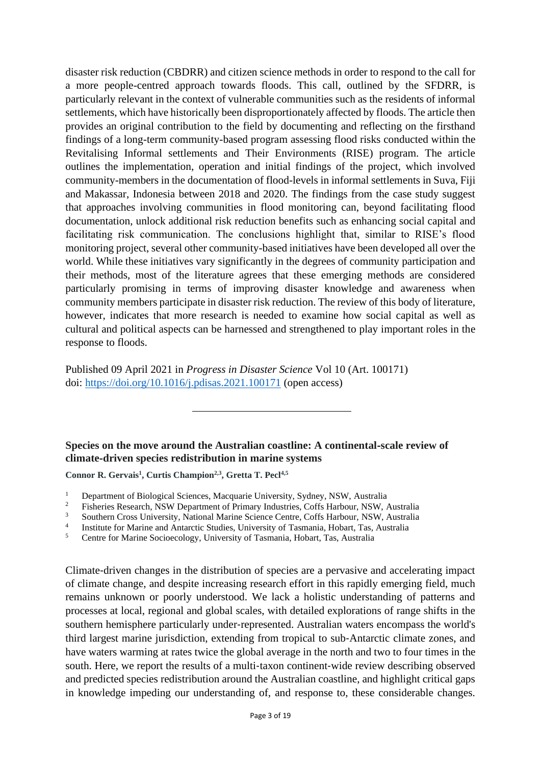disaster risk reduction (CBDRR) and citizen science methods in order to respond to the call for a more people-centred approach towards floods. This call, outlined by the SFDRR, is particularly relevant in the context of vulnerable communities such as the residents of informal settlements, which have historically been disproportionately affected by floods. The article then provides an original contribution to the field by documenting and reflecting on the firsthand findings of a long-term community-based program assessing flood risks conducted within the Revitalising Informal settlements and Their Environments (RISE) program. The article outlines the implementation, operation and initial findings of the project, which involved community-members in the documentation of flood-levels in informal settlements in Suva, Fiji and Makassar, Indonesia between 2018 and 2020. The findings from the case study suggest that approaches involving communities in flood monitoring can, beyond facilitating flood documentation, unlock additional risk reduction benefits such as enhancing social capital and facilitating risk communication. The conclusions highlight that, similar to RISE's flood monitoring project, several other community-based initiatives have been developed all over the world. While these initiatives vary significantly in the degrees of community participation and their methods, most of the literature agrees that these emerging methods are considered particularly promising in terms of improving disaster knowledge and awareness when community members participate in disaster risk reduction. The review of this body of literature, however, indicates that more research is needed to examine how social capital as well as cultural and political aspects can be harnessed and strengthened to play important roles in the response to floods.

Published 09 April 2021 in *Progress in Disaster Science* Vol 10 (Art. 100171)
doi: https://doi.org/10.1016/j.pdisas.2021.100171 (open access)

---

### Species on the move around the Australian coastline: A continental-scale review of climate-driven species redistribution in marine systems

**Connor R. Gervais[1], Curtis Champion[2,3], Gretta T. Pecl[4,5]**

[1] Department of Biological Sciences, Macquarie University, Sydney, NSW, Australia
[2] Fisheries Research, NSW Department of Primary Industries, Coffs Harbour, NSW, Australia
[3] Southern Cross University, National Marine Science Centre, Coffs Harbour, NSW, Australia
[4] Institute for Marine and Antarctic Studies, University of Tasmania, Hobart, Tas, Australia
[5] Centre for Marine Socioecology, University of Tasmania, Hobart, Tas, Australia

Climate-driven changes in the distribution of species are a pervasive and accelerating impact of climate change, and despite increasing research effort in this rapidly emerging field, much remains unknown or poorly understood. We lack a holistic understanding of patterns and processes at local, regional and global scales, with detailed explorations of range shifts in the southern hemisphere particularly under-represented. Australian waters encompass the world's third largest marine jurisdiction, extending from tropical to sub-Antarctic climate zones, and have waters warming at rates twice the global average in the north and two to four times in the south. Here, we report the results of a multi-taxon continent-wide review describing observed and predicted species redistribution around the Australian coastline, and highlight critical gaps in knowledge impeding our understanding of, and response to, these considerable changes.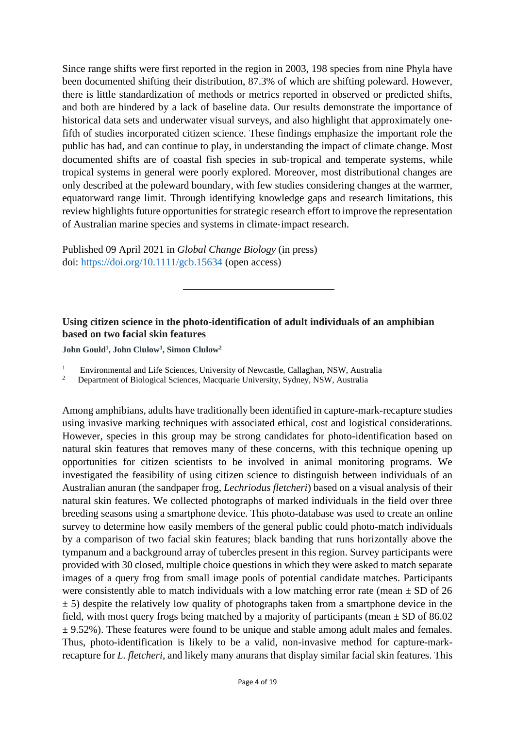Since range shifts were first reported in the region in 2003, 198 species from nine Phyla have been documented shifting their distribution, 87.3% of which are shifting poleward. However, there is little standardization of methods or metrics reported in observed or predicted shifts, and both are hindered by a lack of baseline data. Our results demonstrate the importance of historical data sets and underwater visual surveys, and also highlight that approximately one-fifth of studies incorporated citizen science. These findings emphasize the important role the public has had, and can continue to play, in understanding the impact of climate change. Most documented shifts are of coastal fish species in sub-tropical and temperate systems, while tropical systems in general were poorly explored. Moreover, most distributional changes are only described at the poleward boundary, with few studies considering changes at the warmer, equatorward range limit. Through identifying knowledge gaps and research limitations, this review highlights future opportunities for strategic research effort to improve the representation of Australian marine species and systems in climate-impact research.

Published 09 April 2021 in *Global Change Biology* (in press)
doi: https://doi.org/10.1111/gcb.15634 (open access)

---

### Using citizen science in the photo-identification of adult individuals of an amphibian based on two facial skin features

**John Gould[1], John Clulow[1], Simon Clulow[2]**

[1] Environmental and Life Sciences, University of Newcastle, Callaghan, NSW, Australia
[2] Department of Biological Sciences, Macquarie University, Sydney, NSW, Australia

Among amphibians, adults have traditionally been identified in capture-mark-recapture studies using invasive marking techniques with associated ethical, cost and logistical considerations. However, species in this group may be strong candidates for photo-identification based on natural skin features that removes many of these concerns, with this technique opening up opportunities for citizen scientists to be involved in animal monitoring programs. We investigated the feasibility of using citizen science to distinguish between individuals of an Australian anuran (the sandpaper frog, *Lechriodus fletcheri*) based on a visual analysis of their natural skin features. We collected photographs of marked individuals in the field over three breeding seasons using a smartphone device. This photo-database was used to create an online survey to determine how easily members of the general public could photo-match individuals by a comparison of two facial skin features; black banding that runs horizontally above the tympanum and a background array of tubercles present in this region. Survey participants were provided with 30 closed, multiple choice questions in which they were asked to match separate images of a query frog from small image pools of potential candidate matches. Participants were consistently able to match individuals with a low matching error rate (mean ± SD of 26 ± 5) despite the relatively low quality of photographs taken from a smartphone device in the field, with most query frogs being matched by a majority of participants (mean ± SD of 86.02 ± 9.52%). These features were found to be unique and stable among adult males and females. Thus, photo-identification is likely to be a valid, non-invasive method for capture-mark-recapture for *L. fletcheri*, and likely many anurans that display similar facial skin features. This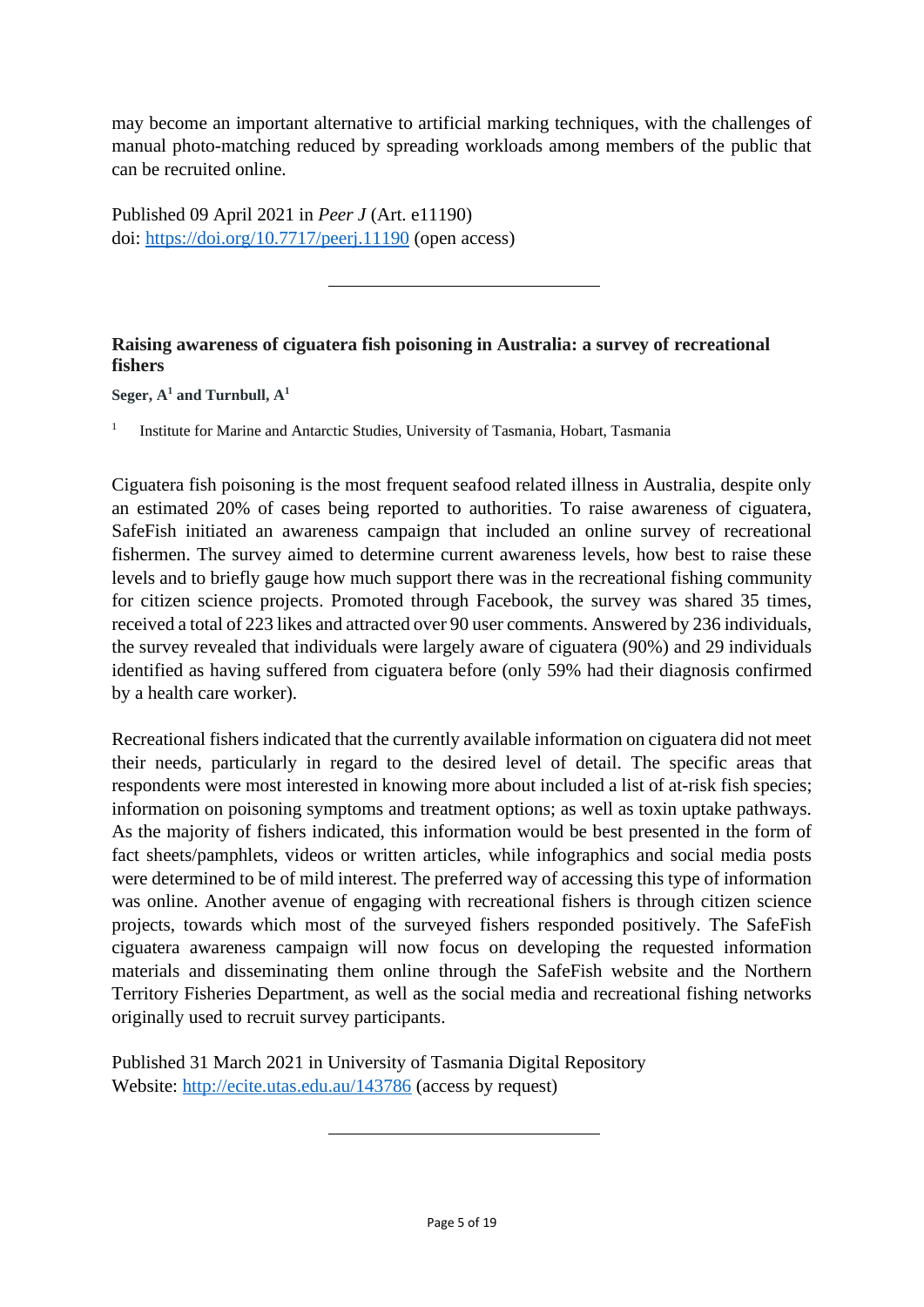may become an important alternative to artificial marking techniques, with the challenges of manual photo-matching reduced by spreading workloads among members of the public that can be recruited online.

Published 09 April 2021 in *Peer J* (Art. e11190)
doi: https://doi.org/10.7717/peerj.11190 (open access)

---

### Raising awareness of ciguatera fish poisoning in Australia: a survey of recreational fishers

**Seger, A[1] and Turnbull, A[1]**

[1] Institute for Marine and Antarctic Studies, University of Tasmania, Hobart, Tasmania

Ciguatera fish poisoning is the most frequent seafood related illness in Australia, despite only an estimated 20% of cases being reported to authorities. To raise awareness of ciguatera, SafeFish initiated an awareness campaign that included an online survey of recreational fishermen. The survey aimed to determine current awareness levels, how best to raise these levels and to briefly gauge how much support there was in the recreational fishing community for citizen science projects. Promoted through Facebook, the survey was shared 35 times, received a total of 223 likes and attracted over 90 user comments. Answered by 236 individuals, the survey revealed that individuals were largely aware of ciguatera (90%) and 29 individuals identified as having suffered from ciguatera before (only 59% had their diagnosis confirmed by a health care worker).

Recreational fishers indicated that the currently available information on ciguatera did not meet their needs, particularly in regard to the desired level of detail. The specific areas that respondents were most interested in knowing more about included a list of at-risk fish species; information on poisoning symptoms and treatment options; as well as toxin uptake pathways. As the majority of fishers indicated, this information would be best presented in the form of fact sheets/pamphlets, videos or written articles, while infographics and social media posts were determined to be of mild interest. The preferred way of accessing this type of information was online. Another avenue of engaging with recreational fishers is through citizen science projects, towards which most of the surveyed fishers responded positively. The SafeFish ciguatera awareness campaign will now focus on developing the requested information materials and disseminating them online through the SafeFish website and the Northern Territory Fisheries Department, as well as the social media and recreational fishing networks originally used to recruit survey participants.

Published 31 March 2021 in University of Tasmania Digital Repository
Website: http://ecite.utas.edu.au/143786 (access by request)

---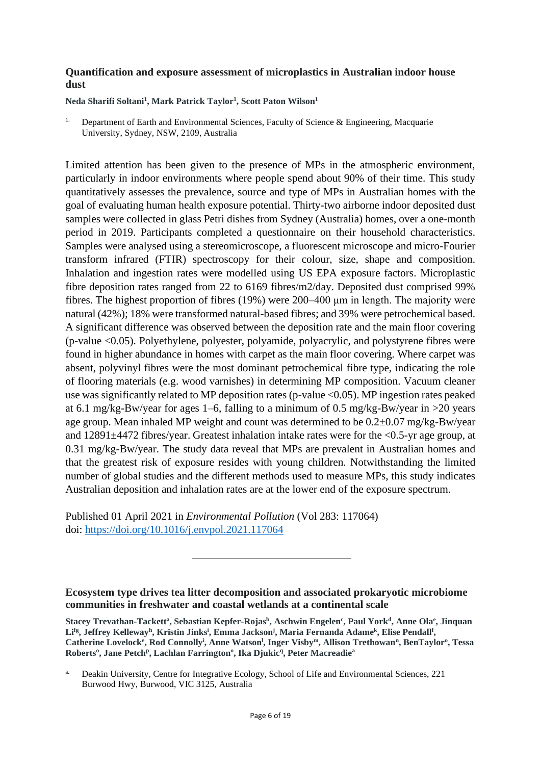### Quantification and exposure assessment of microplastics in Australian indoor house dust

**Neda Sharifi Soltani[1], Mark Patrick Taylor[1], Scott Paton Wilson[1]**

[1.] Department of Earth and Environmental Sciences, Faculty of Science & Engineering, Macquarie University, Sydney, NSW, 2109, Australia

Limited attention has been given to the presence of MPs in the atmospheric environment, particularly in indoor environments where people spend about 90% of their time. This study quantitatively assesses the prevalence, source and type of MPs in Australian homes with the goal of evaluating human health exposure potential. Thirty-two airborne indoor deposited dust samples were collected in glass Petri dishes from Sydney (Australia) homes, over a one-month period in 2019. Participants completed a questionnaire on their household characteristics. Samples were analysed using a stereomicroscope, a fluorescent microscope and micro-Fourier transform infrared (FTIR) spectroscopy for their colour, size, shape and composition. Inhalation and ingestion rates were modelled using US EPA exposure factors. Microplastic fibre deposition rates ranged from 22 to 6169 fibres/m2/day. Deposited dust comprised 99% fibres. The highest proportion of fibres (19%) were 200–400 µm in length. The majority were natural (42%); 18% were transformed natural-based fibres; and 39% were petrochemical based. A significant difference was observed between the deposition rate and the main floor covering (p-value <0.05). Polyethylene, polyester, polyamide, polyacrylic, and polystyrene fibres were found in higher abundance in homes with carpet as the main floor covering. Where carpet was absent, polyvinyl fibres were the most dominant petrochemical fibre type, indicating the role of flooring materials (e.g. wood varnishes) in determining MP composition. Vacuum cleaner use was significantly related to MP deposition rates (p-value <0.05). MP ingestion rates peaked at 6.1 mg/kg-Bw/year for ages 1–6, falling to a minimum of 0.5 mg/kg-Bw/year in >20 years age group. Mean inhaled MP weight and count was determined to be 0.2±0.07 mg/kg-Bw/year and 12891±4472 fibres/year. Greatest inhalation intake rates were for the <0.5-yr age group, at 0.31 mg/kg-Bw/year. The study data reveal that MPs are prevalent in Australian homes and that the greatest risk of exposure resides with young children. Notwithstanding the limited number of global studies and the different methods used to measure MPs, this study indicates Australian deposition and inhalation rates are at the lower end of the exposure spectrum.

Published 01 April 2021 in *Environmental Pollution* (Vol 283: 117064)
doi: https://doi.org/10.1016/j.envpol.2021.117064

---

### Ecosystem type drives tea litter decomposition and associated prokaryotic microbiome communities in freshwater and coastal wetlands at a continental scale

**Stacey Trevathan-Tackett[a], Sebastian Kepfer-Rojas[b], Aschwin Engelen[c], Paul York[d], Anne Ola[e], Jinquan Li[fg], Jeffrey Kelleway[h], Kristin Jinks[i], Emma Jackson[j], Maria Fernanda Adame[k], Elise Pendall[f], Catherine Lovelock[e], Rod Connolly[i], Anne Watson[l], Inger Visby[m], Allison Trethowan[n], BenTaylor[o], Tessa Roberts[o], Jane Petch[p], Lachlan Farrington[o], Ika Djukic[q], Peter Macreadie[a]**

[a.] Deakin University, Centre for Integrative Ecology, School of Life and Environmental Sciences, 221 Burwood Hwy, Burwood, VIC 3125, Australia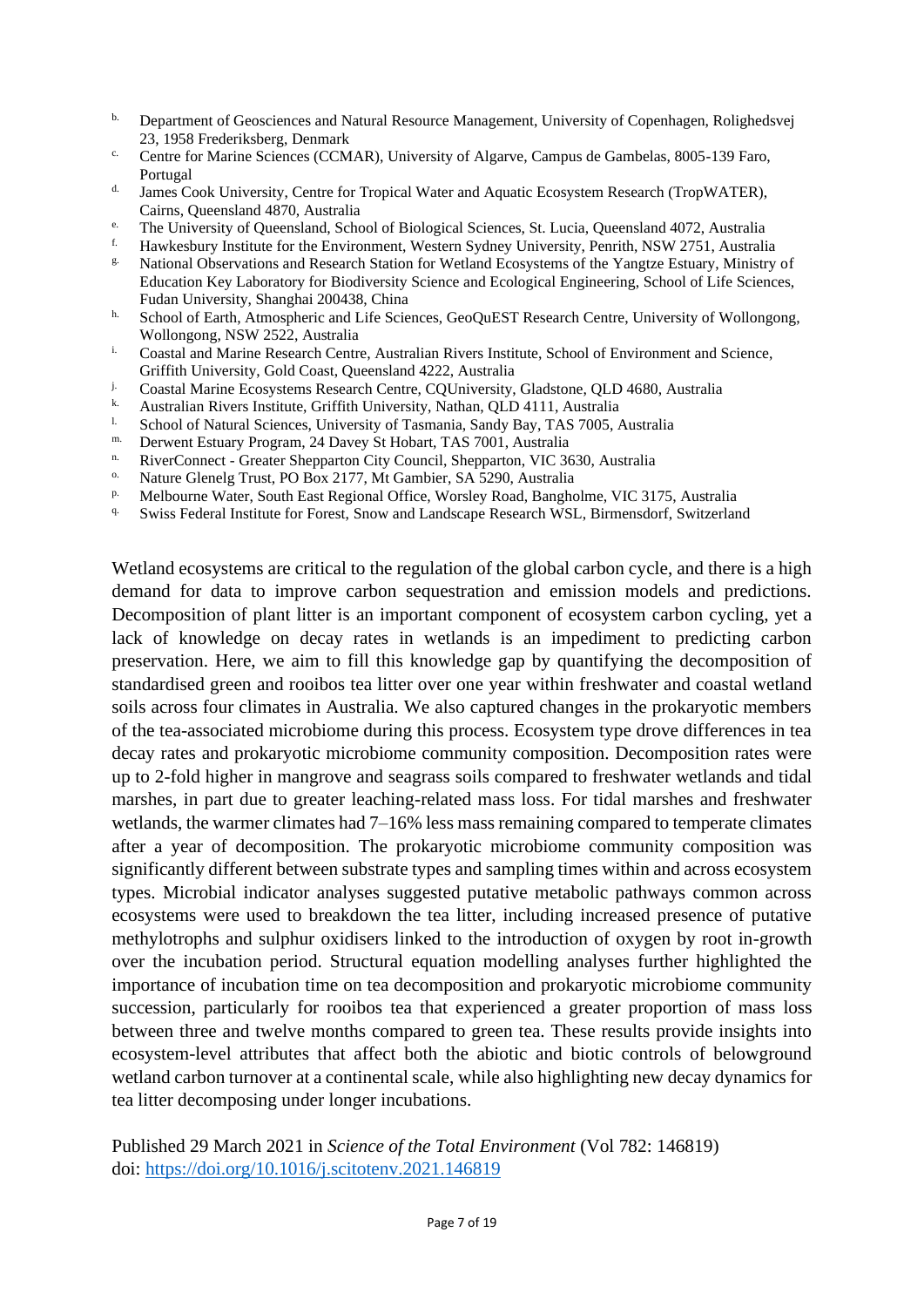[b] Department of Geosciences and Natural Resource Management, University of Copenhagen, Rolighedsvej 23, 1958 Frederiksberg, Denmark

[c] Centre for Marine Sciences (CCMAR), University of Algarve, Campus de Gambelas, 8005-139 Faro, Portugal

[d] James Cook University, Centre for Tropical Water and Aquatic Ecosystem Research (TropWATER), Cairns, Queensland 4870, Australia

[e] The University of Queensland, School of Biological Sciences, St. Lucia, Queensland 4072, Australia

[f] Hawkesbury Institute for the Environment, Western Sydney University, Penrith, NSW 2751, Australia

[g] National Observations and Research Station for Wetland Ecosystems of the Yangtze Estuary, Ministry of Education Key Laboratory for Biodiversity Science and Ecological Engineering, School of Life Sciences, Fudan University, Shanghai 200438, China

[h] School of Earth, Atmospheric and Life Sciences, GeoQuEST Research Centre, University of Wollongong, Wollongong, NSW 2522, Australia

[i] Coastal and Marine Research Centre, Australian Rivers Institute, School of Environment and Science, Griffith University, Gold Coast, Queensland 4222, Australia

[j] Coastal Marine Ecosystems Research Centre, CQUniversity, Gladstone, QLD 4680, Australia

[k] Australian Rivers Institute, Griffith University, Nathan, QLD 4111, Australia

[l] School of Natural Sciences, University of Tasmania, Sandy Bay, TAS 7005, Australia

[m] Derwent Estuary Program, 24 Davey St Hobart, TAS 7001, Australia

[n] RiverConnect - Greater Shepparton City Council, Shepparton, VIC 3630, Australia

[o] Nature Glenelg Trust, PO Box 2177, Mt Gambier, SA 5290, Australia

[p] Melbourne Water, South East Regional Office, Worsley Road, Bangholme, VIC 3175, Australia

[q] Swiss Federal Institute for Forest, Snow and Landscape Research WSL, Birmensdorf, Switzerland

Wetland ecosystems are critical to the regulation of the global carbon cycle, and there is a high demand for data to improve carbon sequestration and emission models and predictions. Decomposition of plant litter is an important component of ecosystem carbon cycling, yet a lack of knowledge on decay rates in wetlands is an impediment to predicting carbon preservation. Here, we aim to fill this knowledge gap by quantifying the decomposition of standardised green and rooibos tea litter over one year within freshwater and coastal wetland soils across four climates in Australia. We also captured changes in the prokaryotic members of the tea-associated microbiome during this process. Ecosystem type drove differences in tea decay rates and prokaryotic microbiome community composition. Decomposition rates were up to 2-fold higher in mangrove and seagrass soils compared to freshwater wetlands and tidal marshes, in part due to greater leaching-related mass loss. For tidal marshes and freshwater wetlands, the warmer climates had 7–16% less mass remaining compared to temperate climates after a year of decomposition. The prokaryotic microbiome community composition was significantly different between substrate types and sampling times within and across ecosystem types. Microbial indicator analyses suggested putative metabolic pathways common across ecosystems were used to breakdown the tea litter, including increased presence of putative methylotrophs and sulphur oxidisers linked to the introduction of oxygen by root in-growth over the incubation period. Structural equation modelling analyses further highlighted the importance of incubation time on tea decomposition and prokaryotic microbiome community succession, particularly for rooibos tea that experienced a greater proportion of mass loss between three and twelve months compared to green tea. These results provide insights into ecosystem-level attributes that affect both the abiotic and biotic controls of belowground wetland carbon turnover at a continental scale, while also highlighting new decay dynamics for tea litter decomposing under longer incubations.

Published 29 March 2021 in *Science of the Total Environment* (Vol 782: 146819)
doi: https://doi.org/10.1016/j.scitotenv.2021.146819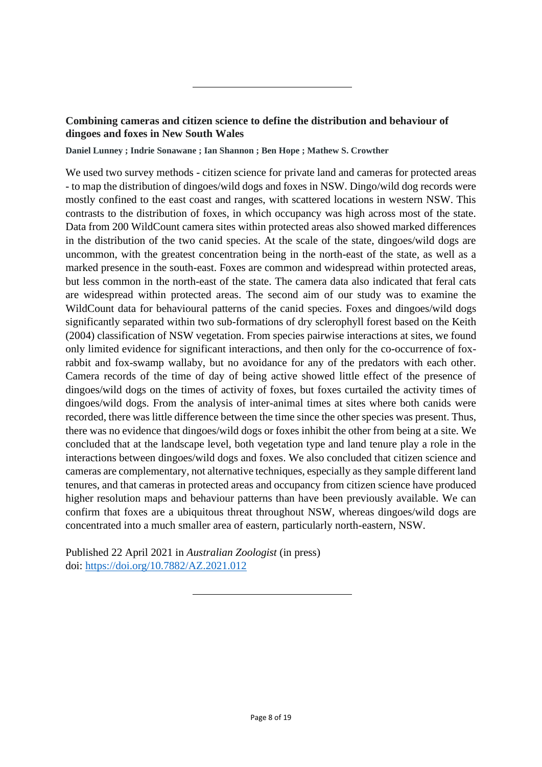---

### Combining cameras and citizen science to define the distribution and behaviour of dingoes and foxes in New South Wales

**Daniel Lunney ; Indrie Sonawane ; Ian Shannon ; Ben Hope ; Mathew S. Crowther**

We used two survey methods - citizen science for private land and cameras for protected areas - to map the distribution of dingoes/wild dogs and foxes in NSW. Dingo/wild dog records were mostly confined to the east coast and ranges, with scattered locations in western NSW. This contrasts to the distribution of foxes, in which occupancy was high across most of the state. Data from 200 WildCount camera sites within protected areas also showed marked differences in the distribution of the two canid species. At the scale of the state, dingoes/wild dogs are uncommon, with the greatest concentration being in the north-east of the state, as well as a marked presence in the south-east. Foxes are common and widespread within protected areas, but less common in the north-east of the state. The camera data also indicated that feral cats are widespread within protected areas. The second aim of our study was to examine the WildCount data for behavioural patterns of the canid species. Foxes and dingoes/wild dogs significantly separated within two sub-formations of dry sclerophyll forest based on the Keith (2004) classification of NSW vegetation. From species pairwise interactions at sites, we found only limited evidence for significant interactions, and then only for the co-occurrence of fox-rabbit and fox-swamp wallaby, but no avoidance for any of the predators with each other. Camera records of the time of day of being active showed little effect of the presence of dingoes/wild dogs on the times of activity of foxes, but foxes curtailed the activity times of dingoes/wild dogs. From the analysis of inter-animal times at sites where both canids were recorded, there was little difference between the time since the other species was present. Thus, there was no evidence that dingoes/wild dogs or foxes inhibit the other from being at a site. We concluded that at the landscape level, both vegetation type and land tenure play a role in the interactions between dingoes/wild dogs and foxes. We also concluded that citizen science and cameras are complementary, not alternative techniques, especially as they sample different land tenures, and that cameras in protected areas and occupancy from citizen science have produced higher resolution maps and behaviour patterns than have been previously available. We can confirm that foxes are a ubiquitous threat throughout NSW, whereas dingoes/wild dogs are concentrated into a much smaller area of eastern, particularly north-eastern, NSW.

Published 22 April 2021 in *Australian Zoologist* (in press)
doi: https://doi.org/10.7882/AZ.2021.012

---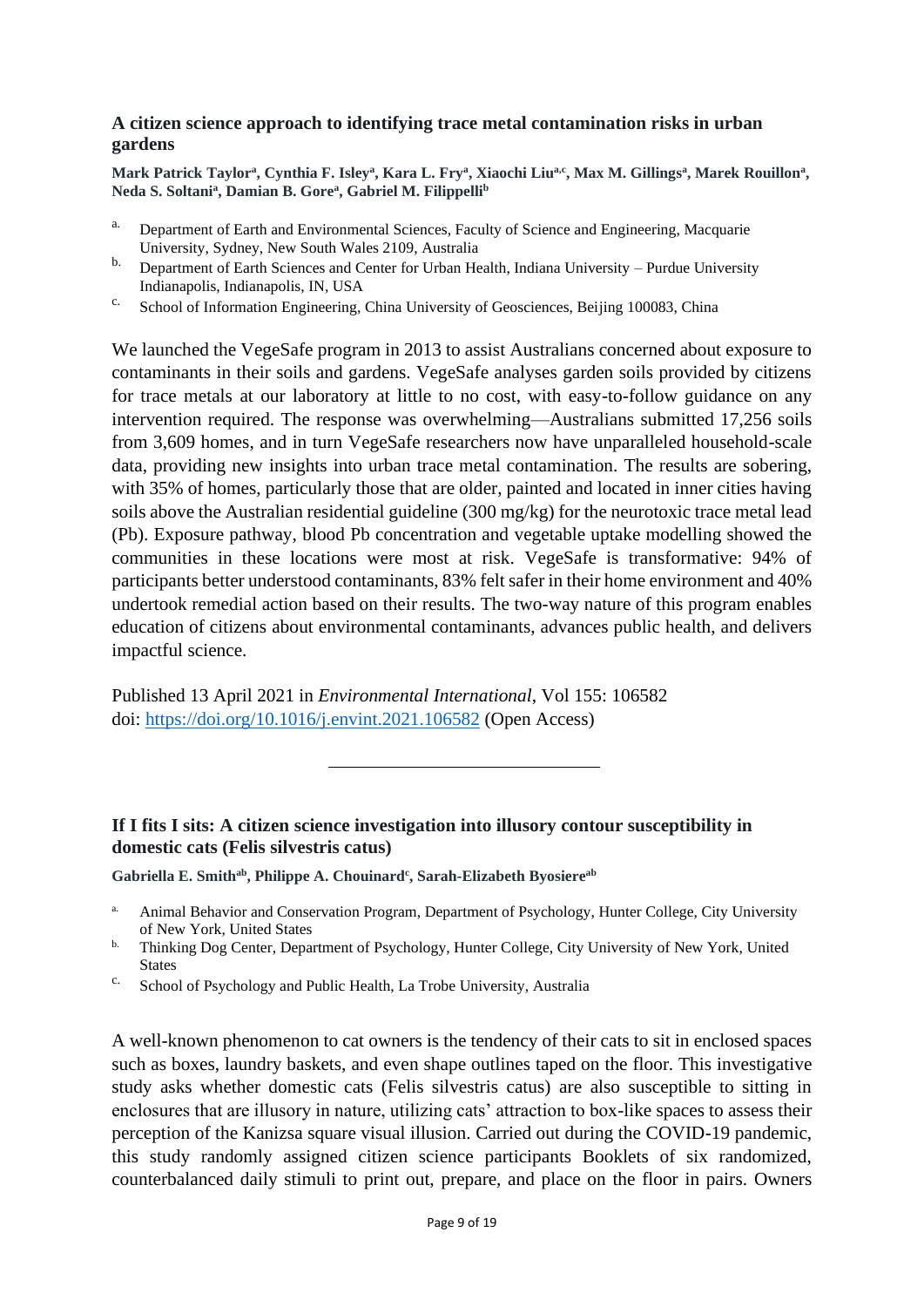### A citizen science approach to identifying trace metal contamination risks in urban gardens

**Mark Patrick Taylor[a], Cynthia F. Isley[a], Kara L. Fry[a], Xiaochi Liu[a,c], Max M. Gillings[a], Marek Rouillon[a], Neda S. Soltani[a], Damian B. Gore[a], Gabriel M. Filippelli[b]**

a. Department of Earth and Environmental Sciences, Faculty of Science and Engineering, Macquarie University, Sydney, New South Wales 2109, Australia
b. Department of Earth Sciences and Center for Urban Health, Indiana University – Purdue University Indianapolis, Indianapolis, IN, USA
c. School of Information Engineering, China University of Geosciences, Beijing 100083, China

We launched the VegeSafe program in 2013 to assist Australians concerned about exposure to contaminants in their soils and gardens. VegeSafe analyses garden soils provided by citizens for trace metals at our laboratory at little to no cost, with easy-to-follow guidance on any intervention required. The response was overwhelming—Australians submitted 17,256 soils from 3,609 homes, and in turn VegeSafe researchers now have unparalleled household-scale data, providing new insights into urban trace metal contamination. The results are sobering, with 35% of homes, particularly those that are older, painted and located in inner cities having soils above the Australian residential guideline (300 mg/kg) for the neurotoxic trace metal lead (Pb). Exposure pathway, blood Pb concentration and vegetable uptake modelling showed the communities in these locations were most at risk. VegeSafe is transformative: 94% of participants better understood contaminants, 83% felt safer in their home environment and 40% undertook remedial action based on their results. The two-way nature of this program enables education of citizens about environmental contaminants, advances public health, and delivers impactful science.

Published 13 April 2021 in *Environmental International*, Vol 155: 106582
doi: [https://doi.org/10.1016/j.envint.2021.106582](https://doi.org/10.1016/j.envint.2021.106582) (Open Access)

---

### If I fits I sits: A citizen science investigation into illusory contour susceptibility in domestic cats (Felis silvestris catus)

**Gabriella E. Smith[ab], Philippe A. Chouinard[c], Sarah-Elizabeth Byosiere[ab]**

a. Animal Behavior and Conservation Program, Department of Psychology, Hunter College, City University of New York, United States
b. Thinking Dog Center, Department of Psychology, Hunter College, City University of New York, United States
c. School of Psychology and Public Health, La Trobe University, Australia

A well-known phenomenon to cat owners is the tendency of their cats to sit in enclosed spaces such as boxes, laundry baskets, and even shape outlines taped on the floor. This investigative study asks whether domestic cats (Felis silvestris catus) are also susceptible to sitting in enclosures that are illusory in nature, utilizing cats' attraction to box-like spaces to assess their perception of the Kanizsa square visual illusion. Carried out during the COVID-19 pandemic, this study randomly assigned citizen science participants Booklets of six randomized, counterbalanced daily stimuli to print out, prepare, and place on the floor in pairs. Owners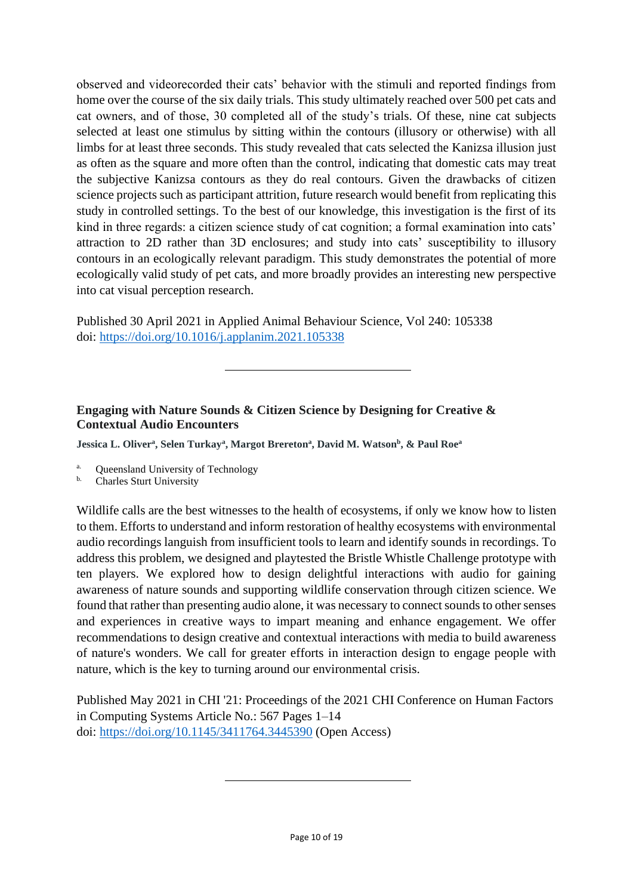observed and videorecorded their cats' behavior with the stimuli and reported findings from home over the course of the six daily trials. This study ultimately reached over 500 pet cats and cat owners, and of those, 30 completed all of the study's trials. Of these, nine cat subjects selected at least one stimulus by sitting within the contours (illusory or otherwise) with all limbs for at least three seconds. This study revealed that cats selected the Kanizsa illusion just as often as the square and more often than the control, indicating that domestic cats may treat the subjective Kanizsa contours as they do real contours. Given the drawbacks of citizen science projects such as participant attrition, future research would benefit from replicating this study in controlled settings. To the best of our knowledge, this investigation is the first of its kind in three regards: a citizen science study of cat cognition; a formal examination into cats' attraction to 2D rather than 3D enclosures; and study into cats' susceptibility to illusory contours in an ecologically relevant paradigm. This study demonstrates the potential of more ecologically valid study of pet cats, and more broadly provides an interesting new perspective into cat visual perception research.

Published 30 April 2021 in Applied Animal Behaviour Science, Vol 240: 105338
doi: https://doi.org/10.1016/j.applanim.2021.105338

---

### Engaging with Nature Sounds & Citizen Science by Designing for Creative & Contextual Audio Encounters

**Jessica L. Oliver[a], Selen Turkay[a], Margot Brereton[a], David M. Watson[b], & Paul Roe[a]**

[a] Queensland University of Technology
[b] Charles Sturt University

Wildlife calls are the best witnesses to the health of ecosystems, if only we know how to listen to them. Efforts to understand and inform restoration of healthy ecosystems with environmental audio recordings languish from insufficient tools to learn and identify sounds in recordings. To address this problem, we designed and playtested the Bristle Whistle Challenge prototype with ten players. We explored how to design delightful interactions with audio for gaining awareness of nature sounds and supporting wildlife conservation through citizen science. We found that rather than presenting audio alone, it was necessary to connect sounds to other senses and experiences in creative ways to impart meaning and enhance engagement. We offer recommendations to design creative and contextual interactions with media to build awareness of nature's wonders. We call for greater efforts in interaction design to engage people with nature, which is the key to turning around our environmental crisis.

Published May 2021 in CHI '21: Proceedings of the 2021 CHI Conference on Human Factors in Computing Systems Article No.: 567 Pages 1–14
doi: https://doi.org/10.1145/3411764.3445390 (Open Access)

---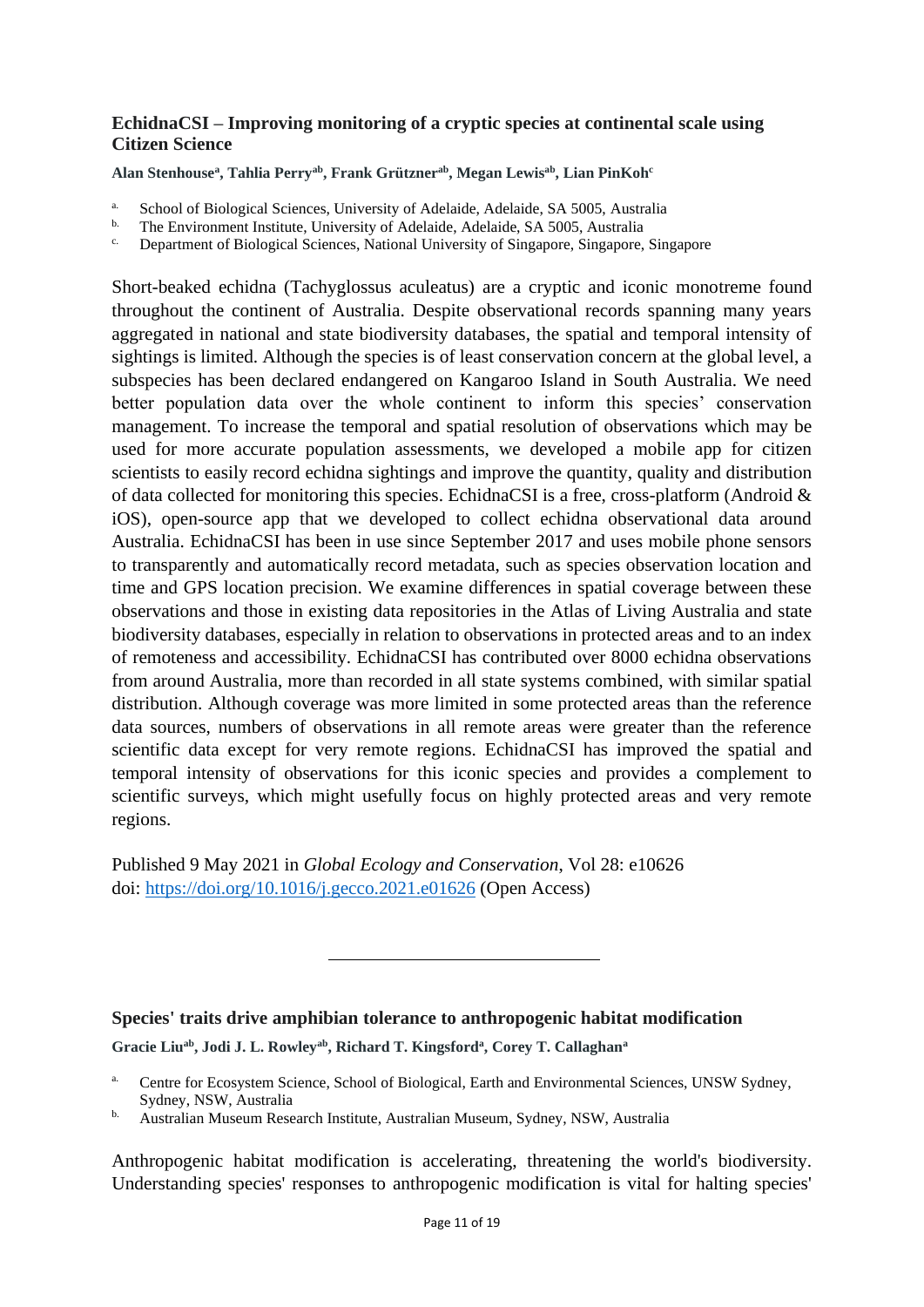### EchidnaCSI – Improving monitoring of a cryptic species at continental scale using Citizen Science

**Alan Stenhouse[a], Tahlia Perry[ab], Frank Grützner[ab], Megan Lewis[ab], Lian PinKoh[c]**

a. School of Biological Sciences, University of Adelaide, Adelaide, SA 5005, Australia
b. The Environment Institute, University of Adelaide, Adelaide, SA 5005, Australia
c. Department of Biological Sciences, National University of Singapore, Singapore, Singapore

Short-beaked echidna (Tachyglossus aculeatus) are a cryptic and iconic monotreme found throughout the continent of Australia. Despite observational records spanning many years aggregated in national and state biodiversity databases, the spatial and temporal intensity of sightings is limited. Although the species is of least conservation concern at the global level, a subspecies has been declared endangered on Kangaroo Island in South Australia. We need better population data over the whole continent to inform this species' conservation management. To increase the temporal and spatial resolution of observations which may be used for more accurate population assessments, we developed a mobile app for citizen scientists to easily record echidna sightings and improve the quantity, quality and distribution of data collected for monitoring this species. EchidnaCSI is a free, cross-platform (Android & iOS), open-source app that we developed to collect echidna observational data around Australia. EchidnaCSI has been in use since September 2017 and uses mobile phone sensors to transparently and automatically record metadata, such as species observation location and time and GPS location precision. We examine differences in spatial coverage between these observations and those in existing data repositories in the Atlas of Living Australia and state biodiversity databases, especially in relation to observations in protected areas and to an index of remoteness and accessibility. EchidnaCSI has contributed over 8000 echidna observations from around Australia, more than recorded in all state systems combined, with similar spatial distribution. Although coverage was more limited in some protected areas than the reference data sources, numbers of observations in all remote areas were greater than the reference scientific data except for very remote regions. EchidnaCSI has improved the spatial and temporal intensity of observations for this iconic species and provides a complement to scientific surveys, which might usefully focus on highly protected areas and very remote regions.

Published 9 May 2021 in *Global Ecology and Conservation*, Vol 28: e10626
doi: https://doi.org/10.1016/j.gecco.2021.e01626 (Open Access)

---

### Species' traits drive amphibian tolerance to anthropogenic habitat modification

**Gracie Liu[ab], Jodi J. L. Rowley[ab], Richard T. Kingsford[a], Corey T. Callaghan[a]**

a. Centre for Ecosystem Science, School of Biological, Earth and Environmental Sciences, UNSW Sydney, Sydney, NSW, Australia
b. Australian Museum Research Institute, Australian Museum, Sydney, NSW, Australia

Anthropogenic habitat modification is accelerating, threatening the world's biodiversity. Understanding species' responses to anthropogenic modification is vital for halting species'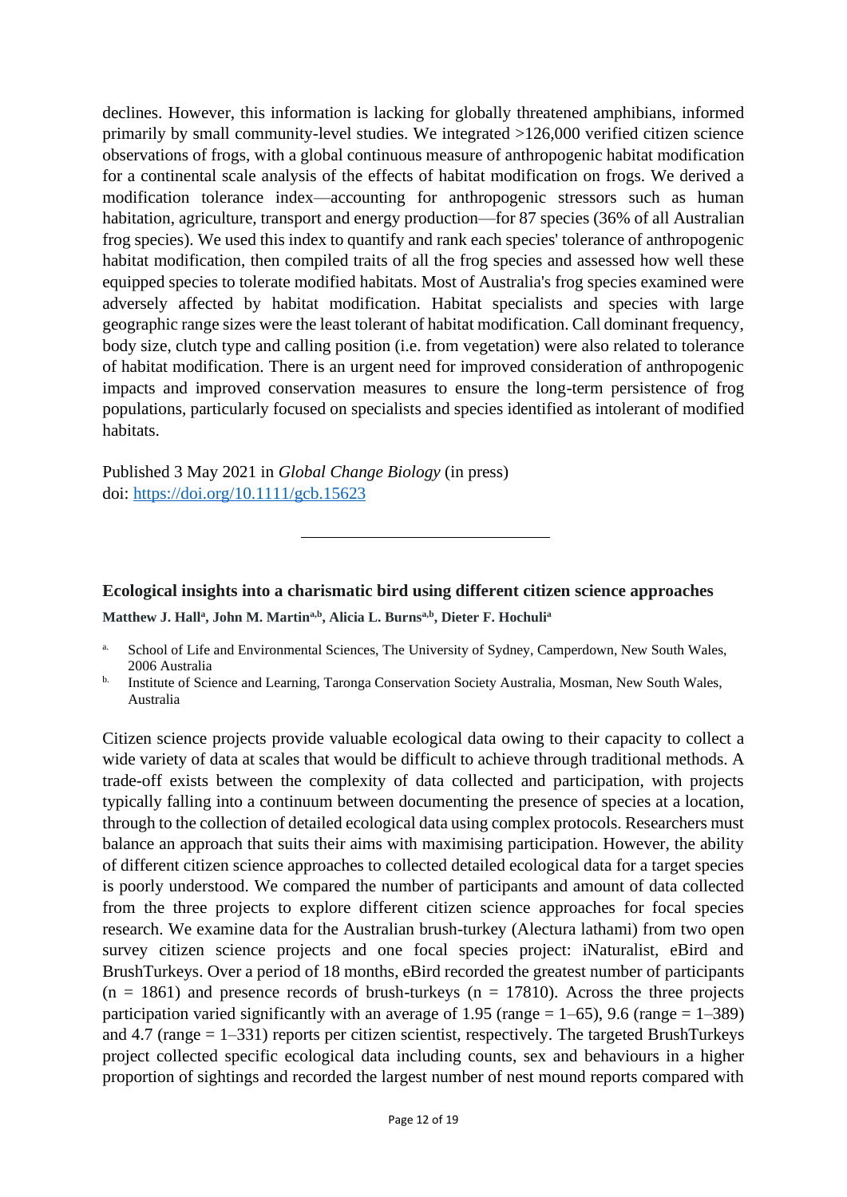declines. However, this information is lacking for globally threatened amphibians, informed primarily by small community-level studies. We integrated >126,000 verified citizen science observations of frogs, with a global continuous measure of anthropogenic habitat modification for a continental scale analysis of the effects of habitat modification on frogs. We derived a modification tolerance index—accounting for anthropogenic stressors such as human habitation, agriculture, transport and energy production—for 87 species (36% of all Australian frog species). We used this index to quantify and rank each species' tolerance of anthropogenic habitat modification, then compiled traits of all the frog species and assessed how well these equipped species to tolerate modified habitats. Most of Australia's frog species examined were adversely affected by habitat modification. Habitat specialists and species with large geographic range sizes were the least tolerant of habitat modification. Call dominant frequency, body size, clutch type and calling position (i.e. from vegetation) were also related to tolerance of habitat modification. There is an urgent need for improved consideration of anthropogenic impacts and improved conservation measures to ensure the long-term persistence of frog populations, particularly focused on specialists and species identified as intolerant of modified habitats.

Published 3 May 2021 in *Global Change Biology* (in press)
doi: https://doi.org/10.1111/gcb.15623

---

### Ecological insights into a charismatic bird using different citizen science approaches

**Matthew J. Hall[a], John M. Martin[a,b], Alicia L. Burns[a,b], Dieter F. Hochuli[a]**

a. School of Life and Environmental Sciences, The University of Sydney, Camperdown, New South Wales, 2006 Australia
b. Institute of Science and Learning, Taronga Conservation Society Australia, Mosman, New South Wales, Australia

Citizen science projects provide valuable ecological data owing to their capacity to collect a wide variety of data at scales that would be difficult to achieve through traditional methods. A trade-off exists between the complexity of data collected and participation, with projects typically falling into a continuum between documenting the presence of species at a location, through to the collection of detailed ecological data using complex protocols. Researchers must balance an approach that suits their aims with maximising participation. However, the ability of different citizen science approaches to collected detailed ecological data for a target species is poorly understood. We compared the number of participants and amount of data collected from the three projects to explore different citizen science approaches for focal species research. We examine data for the Australian brush-turkey (Alectura lathami) from two open survey citizen science projects and one focal species project: iNaturalist, eBird and BrushTurkeys. Over a period of 18 months, eBird recorded the greatest number of participants (n = 1861) and presence records of brush-turkeys (n = 17810). Across the three projects participation varied significantly with an average of 1.95 (range = 1–65), 9.6 (range = 1–389) and 4.7 (range = 1–331) reports per citizen scientist, respectively. The targeted BrushTurkeys project collected specific ecological data including counts, sex and behaviours in a higher proportion of sightings and recorded the largest number of nest mound reports compared with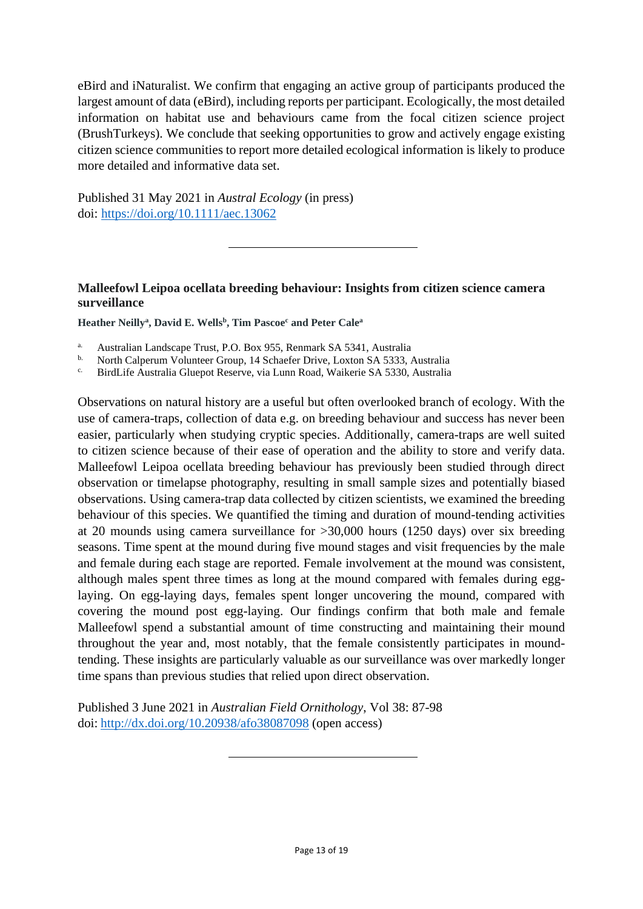eBird and iNaturalist. We confirm that engaging an active group of participants produced the largest amount of data (eBird), including reports per participant. Ecologically, the most detailed information on habitat use and behaviours came from the focal citizen science project (BrushTurkeys). We conclude that seeking opportunities to grow and actively engage existing citizen science communities to report more detailed ecological information is likely to produce more detailed and informative data set.

Published 31 May 2021 in *Austral Ecology* (in press)
doi: https://doi.org/10.1111/aec.13062

---

### Malleefowl Leipoa ocellata breeding behaviour: Insights from citizen science camera surveillance

**Heather Neilly[a], David E. Wells[b], Tim Pascoe[c] and Peter Cale[a]**

[a] Australian Landscape Trust, P.O. Box 955, Renmark SA 5341, Australia
[b] North Calperum Volunteer Group, 14 Schaefer Drive, Loxton SA 5333, Australia
[c] BirdLife Australia Gluepot Reserve, via Lunn Road, Waikerie SA 5330, Australia

Observations on natural history are a useful but often overlooked branch of ecology. With the use of camera-traps, collection of data e.g. on breeding behaviour and success has never been easier, particularly when studying cryptic species. Additionally, camera-traps are well suited to citizen science because of their ease of operation and the ability to store and verify data. Malleefowl Leipoa ocellata breeding behaviour has previously been studied through direct observation or timelapse photography, resulting in small sample sizes and potentially biased observations. Using camera-trap data collected by citizen scientists, we examined the breeding behaviour of this species. We quantified the timing and duration of mound-tending activities at 20 mounds using camera surveillance for >30,000 hours (1250 days) over six breeding seasons. Time spent at the mound during five mound stages and visit frequencies by the male and female during each stage are reported. Female involvement at the mound was consistent, although males spent three times as long at the mound compared with females during egg-laying. On egg-laying days, females spent longer uncovering the mound, compared with covering the mound post egg-laying. Our findings confirm that both male and female Malleefowl spend a substantial amount of time constructing and maintaining their mound throughout the year and, most notably, that the female consistently participates in mound-tending. These insights are particularly valuable as our surveillance was over markedly longer time spans than previous studies that relied upon direct observation.

Published 3 June 2021 in *Australian Field Ornithology*, Vol 38: 87-98
doi: http://dx.doi.org/10.20938/afo38087098 (open access)

---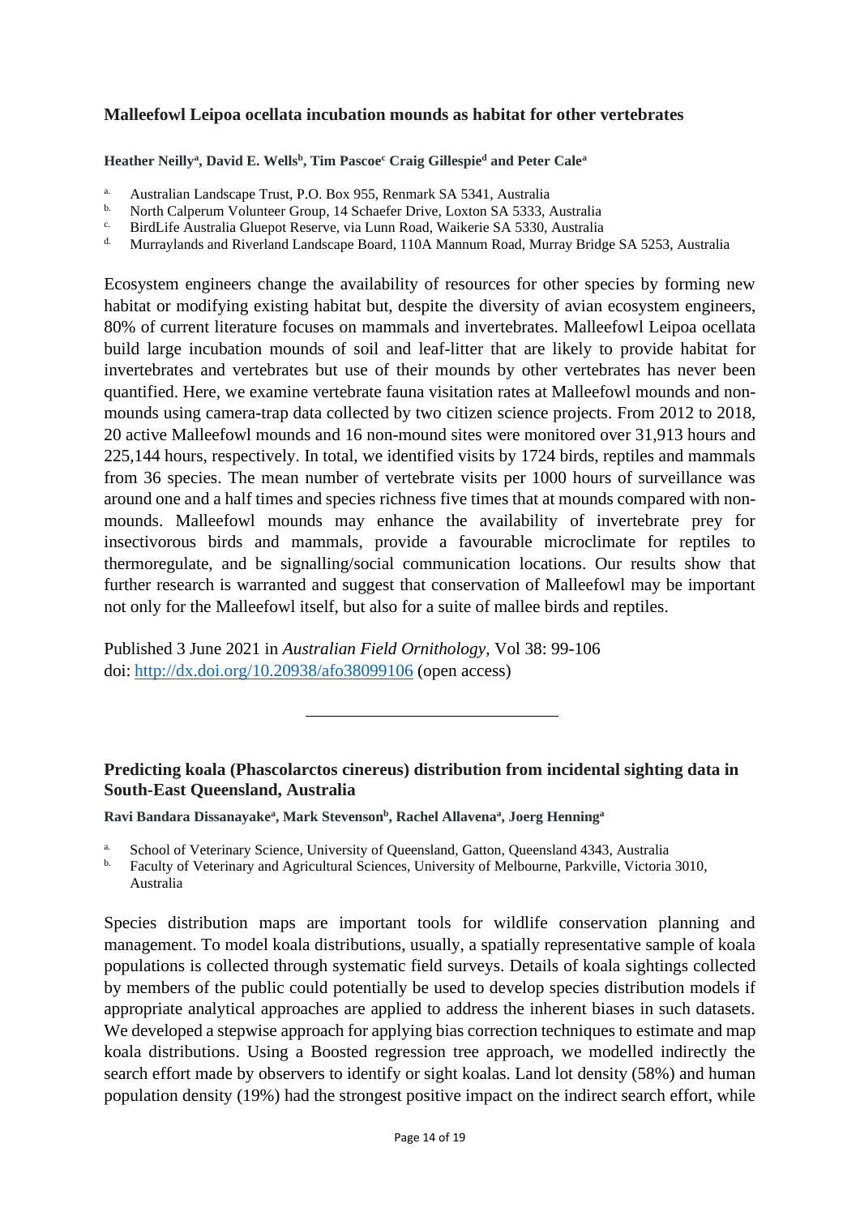### Malleefowl Leipoa ocellata incubation mounds as habitat for other vertebrates

**Heather Neilly[a], David E. Wells[b], Tim Pascoe[c] Craig Gillespie[d] and Peter Cale[a]**

- [a] Australian Landscape Trust, P.O. Box 955, Renmark SA 5341, Australia
- [b] North Calperum Volunteer Group, 14 Schaefer Drive, Loxton SA 5333, Australia
- [c] BirdLife Australia Gluepot Reserve, via Lunn Road, Waikerie SA 5330, Australia
- [d] Murraylands and Riverland Landscape Board, 110A Mannum Road, Murray Bridge SA 5253, Australia

Ecosystem engineers change the availability of resources for other species by forming new habitat or modifying existing habitat but, despite the diversity of avian ecosystem engineers, 80% of current literature focuses on mammals and invertebrates. Malleefowl Leipoa ocellata build large incubation mounds of soil and leaf-litter that are likely to provide habitat for invertebrates and vertebrates but use of their mounds by other vertebrates has never been quantified. Here, we examine vertebrate fauna visitation rates at Malleefowl mounds and non-mounds using camera-trap data collected by two citizen science projects. From 2012 to 2018, 20 active Malleefowl mounds and 16 non-mound sites were monitored over 31,913 hours and 225,144 hours, respectively. In total, we identified visits by 1724 birds, reptiles and mammals from 36 species. The mean number of vertebrate visits per 1000 hours of surveillance was around one and a half times and species richness five times that at mounds compared with non-mounds. Malleefowl mounds may enhance the availability of invertebrate prey for insectivorous birds and mammals, provide a favourable microclimate for reptiles to thermoregulate, and be signalling/social communication locations. Our results show that further research is warranted and suggest that conservation of Malleefowl may be important not only for the Malleefowl itself, but also for a suite of mallee birds and reptiles.

Published 3 June 2021 in *Australian Field Ornithology*, Vol 38: 99-106
doi: http://dx.doi.org/10.20938/afo38099106 (open access)

---

### Predicting koala (Phascolarctos cinereus) distribution from incidental sighting data in South-East Queensland, Australia

**Ravi Bandara Dissanayake[a], Mark Stevenson[b], Rachel Allavena[a], Joerg Henning[a]**

- [a] School of Veterinary Science, University of Queensland, Gatton, Queensland 4343, Australia
- [b] Faculty of Veterinary and Agricultural Sciences, University of Melbourne, Parkville, Victoria 3010, Australia

Species distribution maps are important tools for wildlife conservation planning and management. To model koala distributions, usually, a spatially representative sample of koala populations is collected through systematic field surveys. Details of koala sightings collected by members of the public could potentially be used to develop species distribution models if appropriate analytical approaches are applied to address the inherent biases in such datasets. We developed a stepwise approach for applying bias correction techniques to estimate and map koala distributions. Using a Boosted regression tree approach, we modelled indirectly the search effort made by observers to identify or sight koalas. Land lot density (58%) and human population density (19%) had the strongest positive impact on the indirect search effort, while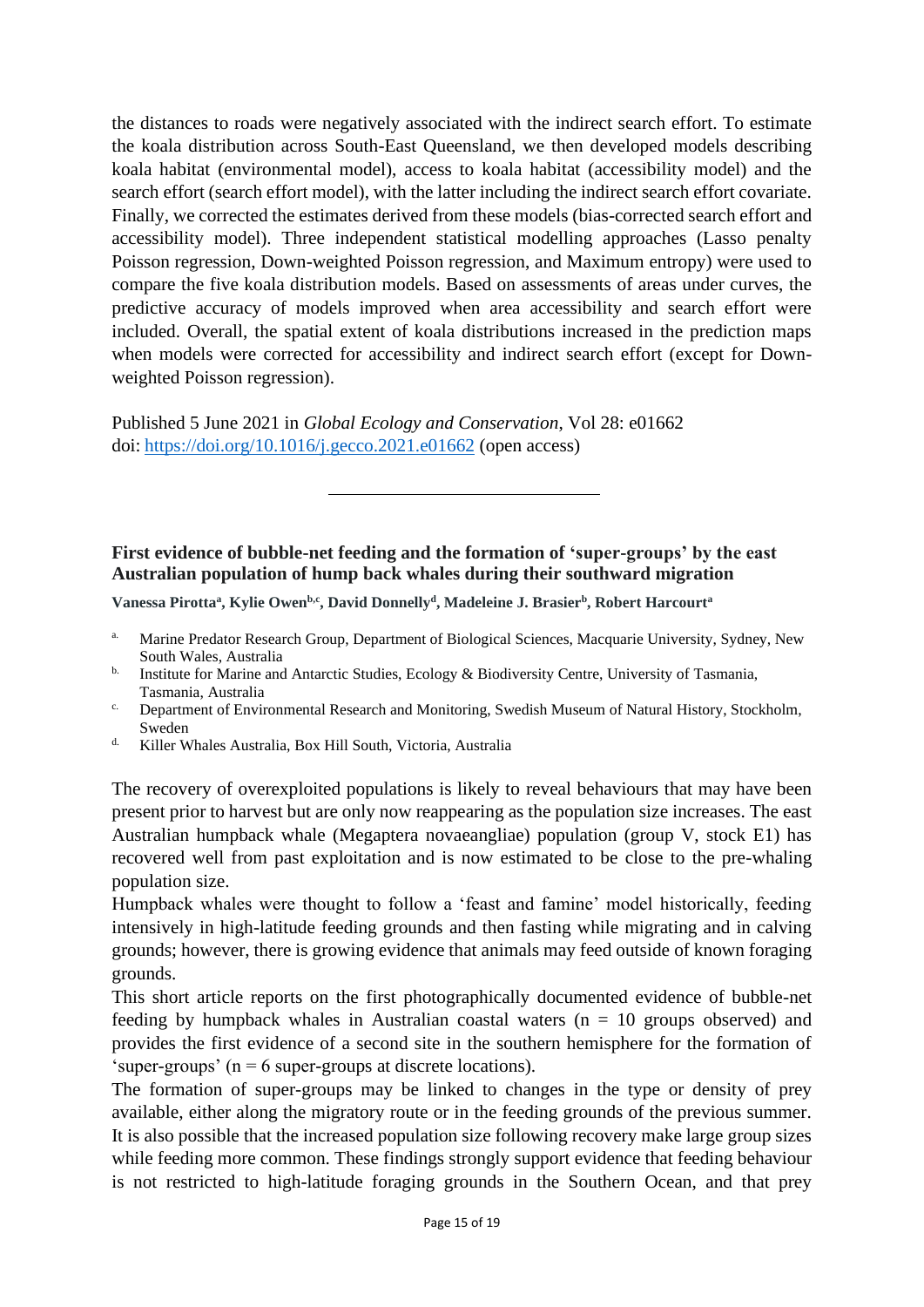the distances to roads were negatively associated with the indirect search effort. To estimate the koala distribution across South-East Queensland, we then developed models describing koala habitat (environmental model), access to koala habitat (accessibility model) and the search effort (search effort model), with the latter including the indirect search effort covariate. Finally, we corrected the estimates derived from these models (bias-corrected search effort and accessibility model). Three independent statistical modelling approaches (Lasso penalty Poisson regression, Down-weighted Poisson regression, and Maximum entropy) were used to compare the five koala distribution models. Based on assessments of areas under curves, the predictive accuracy of models improved when area accessibility and search effort were included. Overall, the spatial extent of koala distributions increased in the prediction maps when models were corrected for accessibility and indirect search effort (except for Down-weighted Poisson regression).

Published 5 June 2021 in *Global Ecology and Conservation*, Vol 28: e01662
doi: https://doi.org/10.1016/j.gecco.2021.e01662 (open access)

---

### First evidence of bubble-net feeding and the formation of 'super-groups' by the east Australian population of hump back whales during their southward migration

**Vanessa Pirotta[a], Kylie Owen[b,c], David Donnelly[d], Madeleine J. Brasier[b], Robert Harcourt[a]**

- [a] Marine Predator Research Group, Department of Biological Sciences, Macquarie University, Sydney, New South Wales, Australia
- [b] Institute for Marine and Antarctic Studies, Ecology & Biodiversity Centre, University of Tasmania, Tasmania, Australia
- [c] Department of Environmental Research and Monitoring, Swedish Museum of Natural History, Stockholm, Sweden
- [d] Killer Whales Australia, Box Hill South, Victoria, Australia

The recovery of overexploited populations is likely to reveal behaviours that may have been present prior to harvest but are only now reappearing as the population size increases. The east Australian humpback whale (Megaptera novaeangliae) population (group V, stock E1) has recovered well from past exploitation and is now estimated to be close to the pre-whaling population size.

Humpback whales were thought to follow a 'feast and famine' model historically, feeding intensively in high-latitude feeding grounds and then fasting while migrating and in calving grounds; however, there is growing evidence that animals may feed outside of known foraging grounds.

This short article reports on the first photographically documented evidence of bubble-net feeding by humpback whales in Australian coastal waters (n = 10 groups observed) and provides the first evidence of a second site in the southern hemisphere for the formation of 'super-groups' (n = 6 super-groups at discrete locations).

The formation of super-groups may be linked to changes in the type or density of prey available, either along the migratory route or in the feeding grounds of the previous summer. It is also possible that the increased population size following recovery make large group sizes while feeding more common. These findings strongly support evidence that feeding behaviour is not restricted to high-latitude foraging grounds in the Southern Ocean, and that prey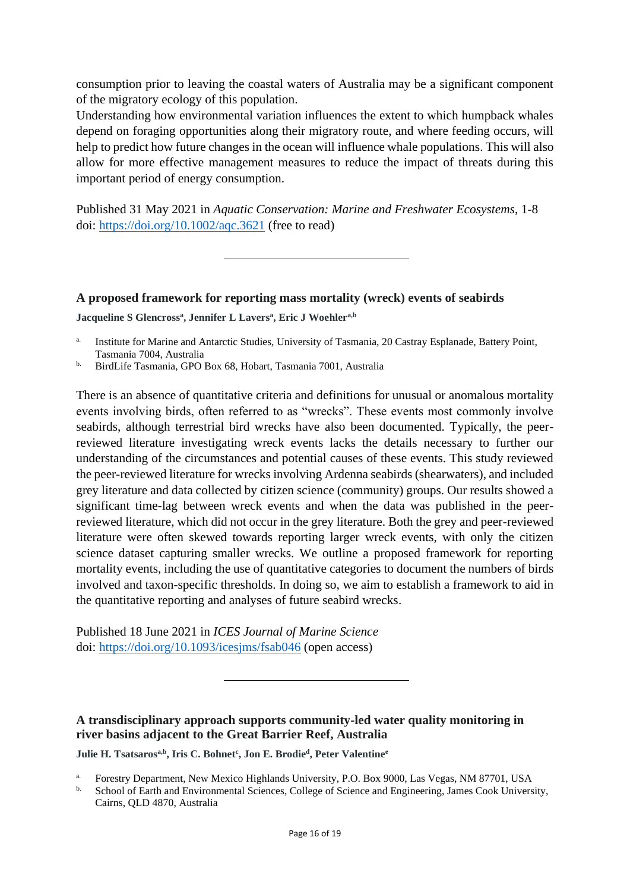consumption prior to leaving the coastal waters of Australia may be a significant component of the migratory ecology of this population.

Understanding how environmental variation influences the extent to which humpback whales depend on foraging opportunities along their migratory route, and where feeding occurs, will help to predict how future changes in the ocean will influence whale populations. This will also allow for more effective management measures to reduce the impact of threats during this important period of energy consumption.

Published 31 May 2021 in *Aquatic Conservation: Marine and Freshwater Ecosystems*, 1-8
doi: https://doi.org/10.1002/aqc.3621 (free to read)

---

### A proposed framework for reporting mass mortality (wreck) events of seabirds

**Jacqueline S Glencross[a], Jennifer L Lavers[a], Eric J Woehler[a,b]**

a. Institute for Marine and Antarctic Studies, University of Tasmania, 20 Castray Esplanade, Battery Point, Tasmania 7004, Australia
b. BirdLife Tasmania, GPO Box 68, Hobart, Tasmania 7001, Australia

There is an absence of quantitative criteria and definitions for unusual or anomalous mortality events involving birds, often referred to as "wrecks". These events most commonly involve seabirds, although terrestrial bird wrecks have also been documented. Typically, the peer-reviewed literature investigating wreck events lacks the details necessary to further our understanding of the circumstances and potential causes of these events. This study reviewed the peer-reviewed literature for wrecks involving Ardenna seabirds (shearwaters), and included grey literature and data collected by citizen science (community) groups. Our results showed a significant time-lag between wreck events and when the data was published in the peer-reviewed literature, which did not occur in the grey literature. Both the grey and peer-reviewed literature were often skewed towards reporting larger wreck events, with only the citizen science dataset capturing smaller wrecks. We outline a proposed framework for reporting mortality events, including the use of quantitative categories to document the numbers of birds involved and taxon-specific thresholds. In doing so, we aim to establish a framework to aid in the quantitative reporting and analyses of future seabird wrecks.

Published 18 June 2021 in *ICES Journal of Marine Science*
doi: https://doi.org/10.1093/icesjms/fsab046 (open access)

---

### A transdisciplinary approach supports community-led water quality monitoring in river basins adjacent to the Great Barrier Reef, Australia

**Julie H. Tsatsaros[a,b], Iris C. Bohnet[c], Jon E. Brodie[d], Peter Valentine[e]**

a. Forestry Department, New Mexico Highlands University, P.O. Box 9000, Las Vegas, NM 87701, USA
b. School of Earth and Environmental Sciences, College of Science and Engineering, James Cook University, Cairns, QLD 4870, Australia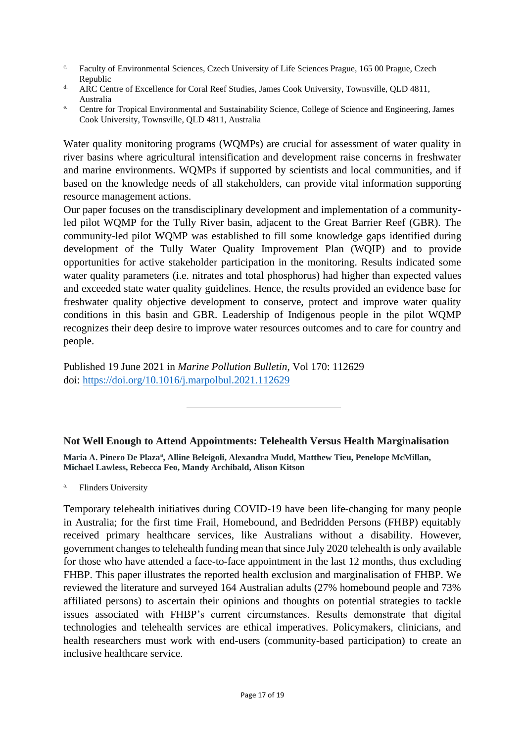[c] Faculty of Environmental Sciences, Czech University of Life Sciences Prague, 165 00 Prague, Czech Republic
[d] ARC Centre of Excellence for Coral Reef Studies, James Cook University, Townsville, QLD 4811, Australia
[e] Centre for Tropical Environmental and Sustainability Science, College of Science and Engineering, James Cook University, Townsville, QLD 4811, Australia

Water quality monitoring programs (WQMPs) are crucial for assessment of water quality in river basins where agricultural intensification and development raise concerns in freshwater and marine environments. WQMPs if supported by scientists and local communities, and if based on the knowledge needs of all stakeholders, can provide vital information supporting resource management actions.

Our paper focuses on the transdisciplinary development and implementation of a community-led pilot WQMP for the Tully River basin, adjacent to the Great Barrier Reef (GBR). The community-led pilot WQMP was established to fill some knowledge gaps identified during development of the Tully Water Quality Improvement Plan (WQIP) and to provide opportunities for active stakeholder participation in the monitoring. Results indicated some water quality parameters (i.e. nitrates and total phosphorus) had higher than expected values and exceeded state water quality guidelines. Hence, the results provided an evidence base for freshwater quality objective development to conserve, protect and improve water quality conditions in this basin and GBR. Leadership of Indigenous people in the pilot WQMP recognizes their deep desire to improve water resources outcomes and to care for country and people.

Published 19 June 2021 in *Marine Pollution Bulletin*, Vol 170: 112629
doi: https://doi.org/10.1016/j.marpolbul.2021.112629

---

### Not Well Enough to Attend Appointments: Telehealth Versus Health Marginalisation

**Maria A. Pinero De Plaza[a], Alline Beleigoli, Alexandra Mudd, Matthew Tieu, Penelope McMillan, Michael Lawless, Rebecca Feo, Mandy Archibald, Alison Kitson**

[a] Flinders University

Temporary telehealth initiatives during COVID-19 have been life-changing for many people in Australia; for the first time Frail, Homebound, and Bedridden Persons (FHBP) equitably received primary healthcare services, like Australians without a disability. However, government changes to telehealth funding mean that since July 2020 telehealth is only available for those who have attended a face-to-face appointment in the last 12 months, thus excluding FHBP. This paper illustrates the reported health exclusion and marginalisation of FHBP. We reviewed the literature and surveyed 164 Australian adults (27% homebound people and 73% affiliated persons) to ascertain their opinions and thoughts on potential strategies to tackle issues associated with FHBP's current circumstances. Results demonstrate that digital technologies and telehealth services are ethical imperatives. Policymakers, clinicians, and health researchers must work with end-users (community-based participation) to create an inclusive healthcare service.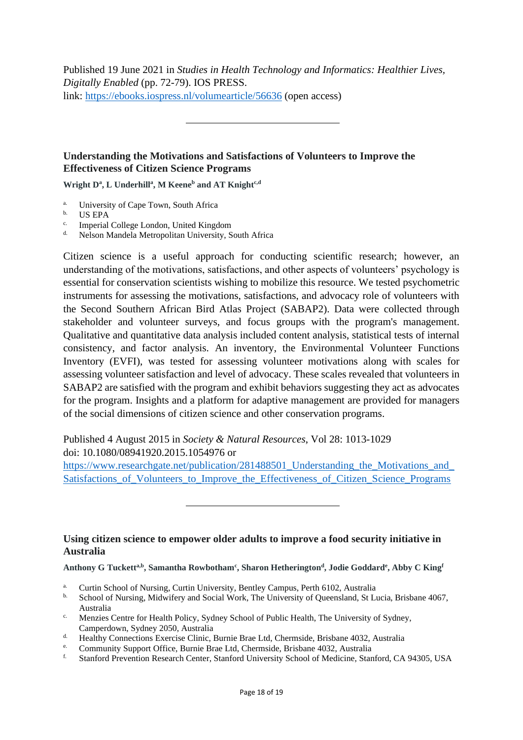Published 19 June 2021 in *Studies in Health Technology and Informatics: Healthier Lives, Digitally Enabled* (pp. 72-79). IOS PRESS.
link: https://ebooks.iospress.nl/volumearticle/56636 (open access)

---

### Understanding the Motivations and Satisfactions of Volunteers to Improve the Effectiveness of Citizen Science Programs

**Wright D[a], L Underhill[a], M Keene[b] and AT Knight[c,d]**

- [a] University of Cape Town, South Africa
- [b] US EPA
- [c] Imperial College London, United Kingdom
- [d] Nelson Mandela Metropolitan University, South Africa

Citizen science is a useful approach for conducting scientific research; however, an understanding of the motivations, satisfactions, and other aspects of volunteers' psychology is essential for conservation scientists wishing to mobilize this resource. We tested psychometric instruments for assessing the motivations, satisfactions, and advocacy role of volunteers with the Second Southern African Bird Atlas Project (SABAP2). Data were collected through stakeholder and volunteer surveys, and focus groups with the program's management. Qualitative and quantitative data analysis included content analysis, statistical tests of internal consistency, and factor analysis. An inventory, the Environmental Volunteer Functions Inventory (EVFI), was tested for assessing volunteer motivations along with scales for assessing volunteer satisfaction and level of advocacy. These scales revealed that volunteers in SABAP2 are satisfied with the program and exhibit behaviors suggesting they act as advocates for the program. Insights and a platform for adaptive management are provided for managers of the social dimensions of citizen science and other conservation programs.

Published 4 August 2015 in *Society & Natural Resources*, Vol 28: 1013-1029
doi: 10.1080/08941920.2015.1054976 or
https://www.researchgate.net/publication/281488501_Understanding_the_Motivations_and_Satisfactions_of_Volunteers_to_Improve_the_Effectiveness_of_Citizen_Science_Programs

---

### Using citizen science to empower older adults to improve a food security initiative in Australia

**Anthony G Tuckett[a,b], Samantha Rowbotham[c], Sharon Hetherington[d], Jodie Goddard[e], Abby C King[f]**

- [a] Curtin School of Nursing, Curtin University, Bentley Campus, Perth 6102, Australia
- [b] School of Nursing, Midwifery and Social Work, The University of Queensland, St Lucia, Brisbane 4067, Australia
- [c] Menzies Centre for Health Policy, Sydney School of Public Health, The University of Sydney, Camperdown, Sydney 2050, Australia
- [d] Healthy Connections Exercise Clinic, Burnie Brae Ltd, Chermside, Brisbane 4032, Australia
- [e] Community Support Office, Burnie Brae Ltd, Chermside, Brisbane 4032, Australia
- [f] Stanford Prevention Research Center, Stanford University School of Medicine, Stanford, CA 94305, USA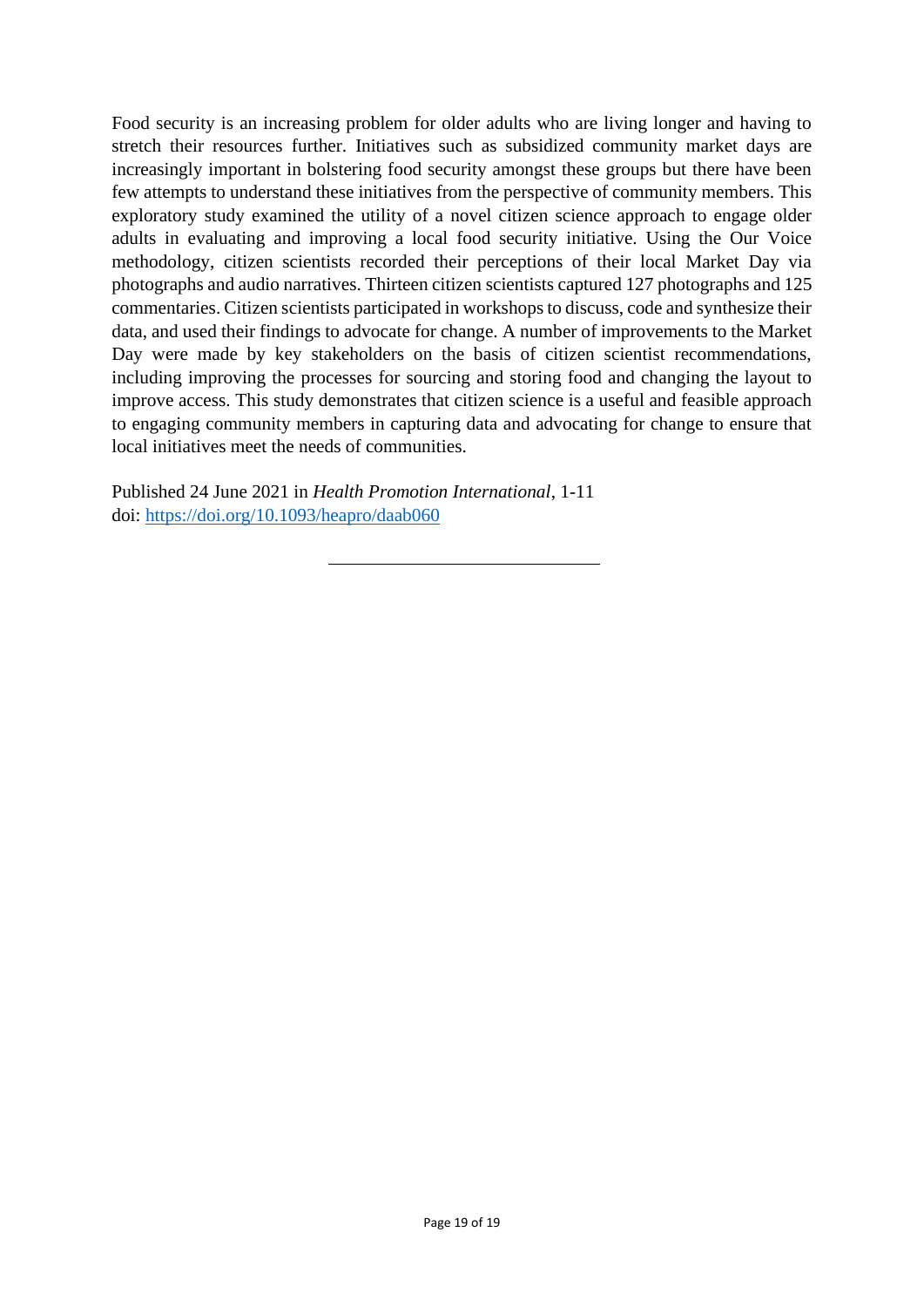Food security is an increasing problem for older adults who are living longer and having to stretch their resources further. Initiatives such as subsidized community market days are increasingly important in bolstering food security amongst these groups but there have been few attempts to understand these initiatives from the perspective of community members. This exploratory study examined the utility of a novel citizen science approach to engage older adults in evaluating and improving a local food security initiative. Using the Our Voice methodology, citizen scientists recorded their perceptions of their local Market Day via photographs and audio narratives. Thirteen citizen scientists captured 127 photographs and 125 commentaries. Citizen scientists participated in workshops to discuss, code and synthesize their data, and used their findings to advocate for change. A number of improvements to the Market Day were made by key stakeholders on the basis of citizen scientist recommendations, including improving the processes for sourcing and storing food and changing the layout to improve access. This study demonstrates that citizen science is a useful and feasible approach to engaging community members in capturing data and advocating for change to ensure that local initiatives meet the needs of communities.

Published 24 June 2021 in *Health Promotion International*, 1-11
doi: https://doi.org/10.1093/heapro/daab060